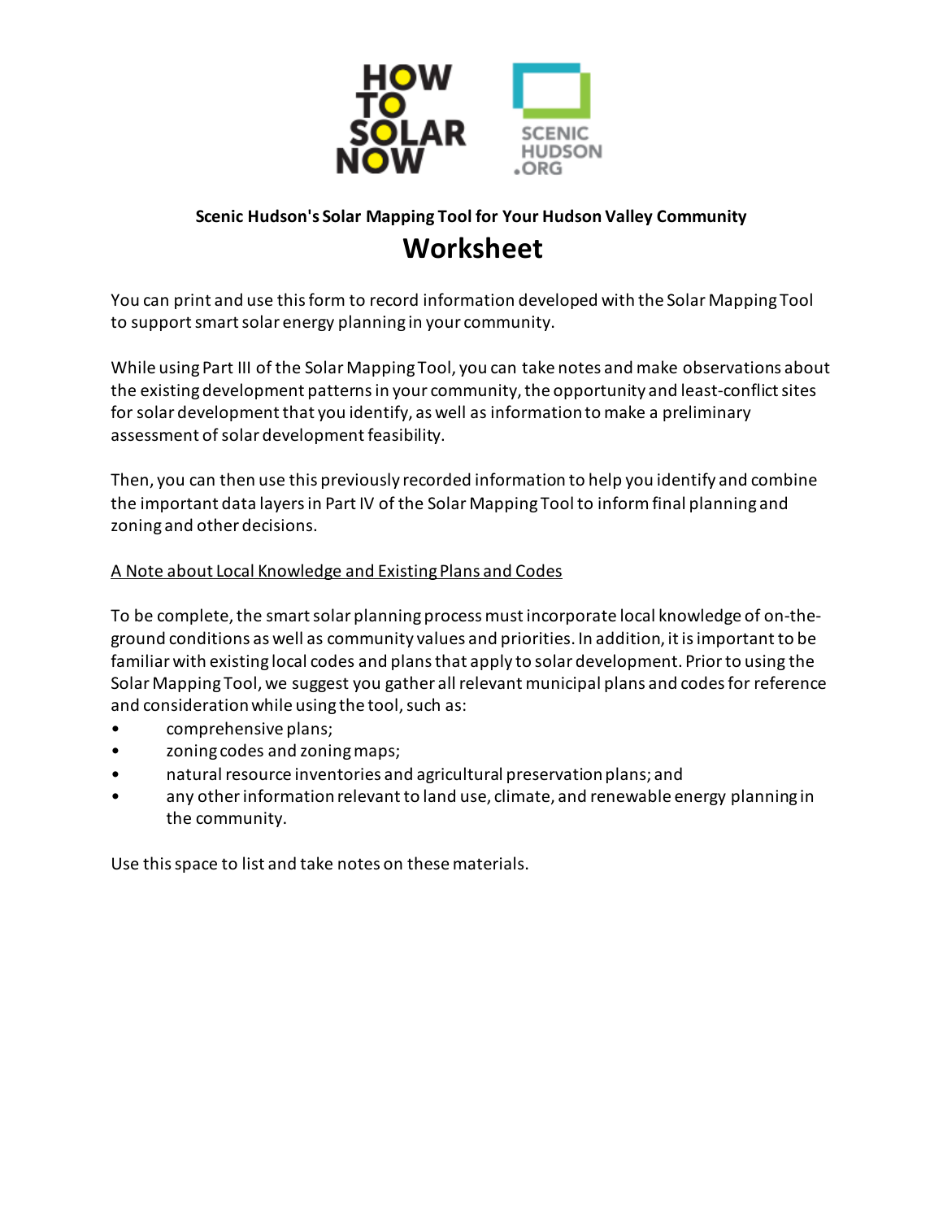**Scenic Hudson's Solar Mapping Tool for Your Hudson Valley Community**

# Worksheet

You can print and use this form to record information developed with the Solar Mapping Tool to support smart solar energy planning in your community.

While using Part III of the Solar Mapping Tool, you can take notes and make observations about the existing development patterns in your community, the opportunity and least-conflict sites for solar development that you identify, as well as information to make a preliminary assessment of solar development feasibility.

Then, you can then use this previously recorded information to help you identify and combine the important data layers in Part IV of the Solar Mapping Tool to inform final planning and zoning and other decisions.

<u>A Note about Local Knowledge and Existing Plans and Codes</u>

To be complete, the smart solar planning process must incorporate local knowledge of on-the-ground conditions as well as community values and priorities. In addition, it is important to be familiar with existing local codes and plans that apply to solar development. Prior to using the Solar Mapping Tool, we suggest you gather all relevant municipal plans and codes for reference and consideration while using the tool, such as:

- comprehensive plans;
- zoning codes and zoning maps;
- natural resource inventories and agricultural preservation plans; and
- any other information relevant to land use, climate, and renewable energy planning in the community.

Use this space to list and take notes on these materials.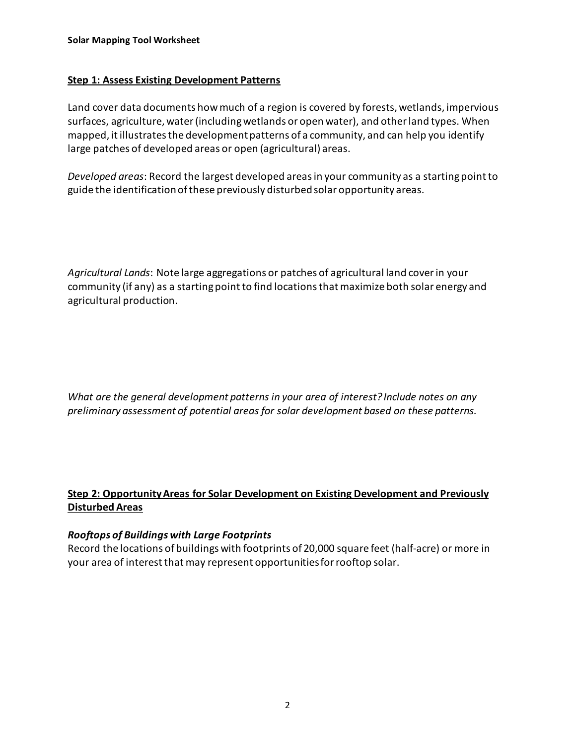**Solar Mapping Tool Worksheet**

## Step 1: Assess Existing Development Patterns

Land cover data documents how much of a region is covered by forests, wetlands, impervious surfaces, agriculture, water (including wetlands or open water), and other land types. When mapped, it illustrates the development patterns of a community, and can help you identify large patches of developed areas or open (agricultural) areas.

*Developed areas*: Record the largest developed areas in your community as a starting point to guide the identification of these previously disturbed solar opportunity areas.

*Agricultural Lands*: Note large aggregations or patches of agricultural land cover in your community (if any) as a starting point to find locations that maximize both solar energy and agricultural production.

*What are the general development patterns in your area of interest? Include notes on any preliminary assessment of potential areas for solar development based on these patterns.*

## Step 2: Opportunity Areas for Solar Development on Existing Development and Previously Disturbed Areas

### *Rooftops of Buildings with Large Footprints*

Record the locations of buildings with footprints of 20,000 square feet (half-acre) or more in your area of interest that may represent opportunities for rooftop solar.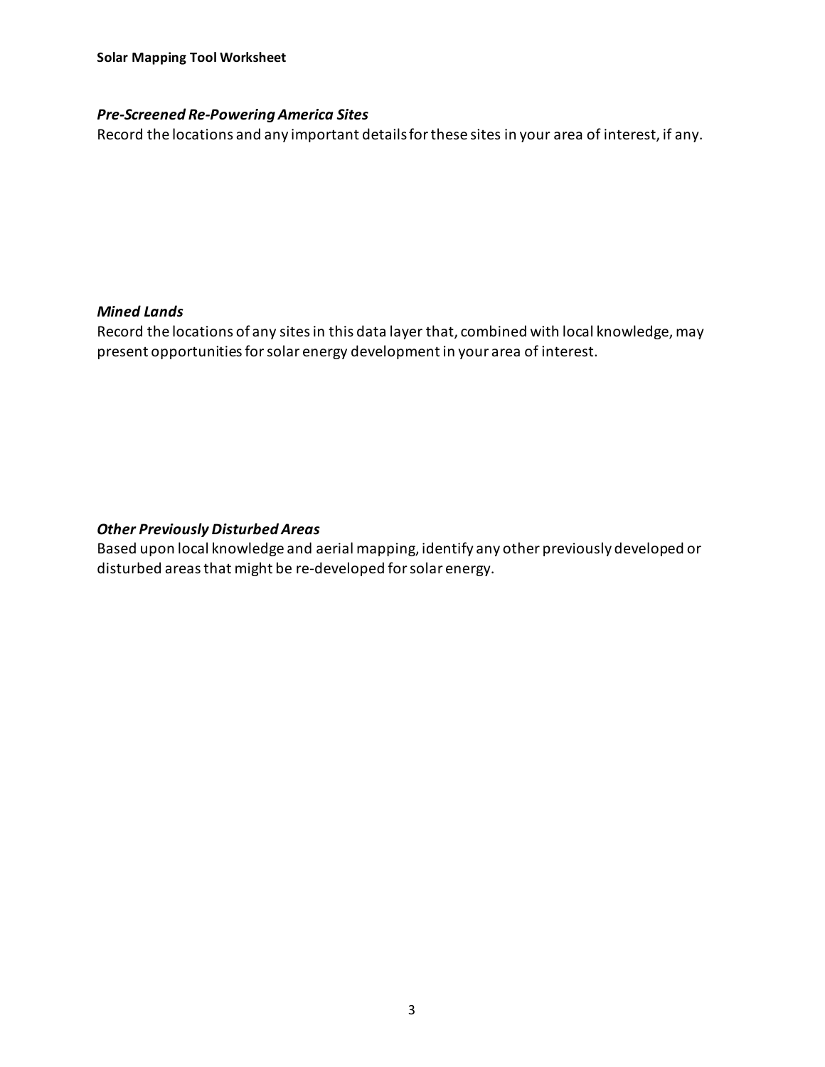### *Pre-Screened Re-Powering America Sites*

Record the locations and any important details for these sites in your area of interest, if any.

### *Mined Lands*

Record the locations of any sites in this data layer that, combined with local knowledge, may present opportunities for solar energy development in your area of interest.

### *Other Previously Disturbed Areas*

Based upon local knowledge and aerial mapping, identify any other previously developed or disturbed areas that might be re-developed for solar energy.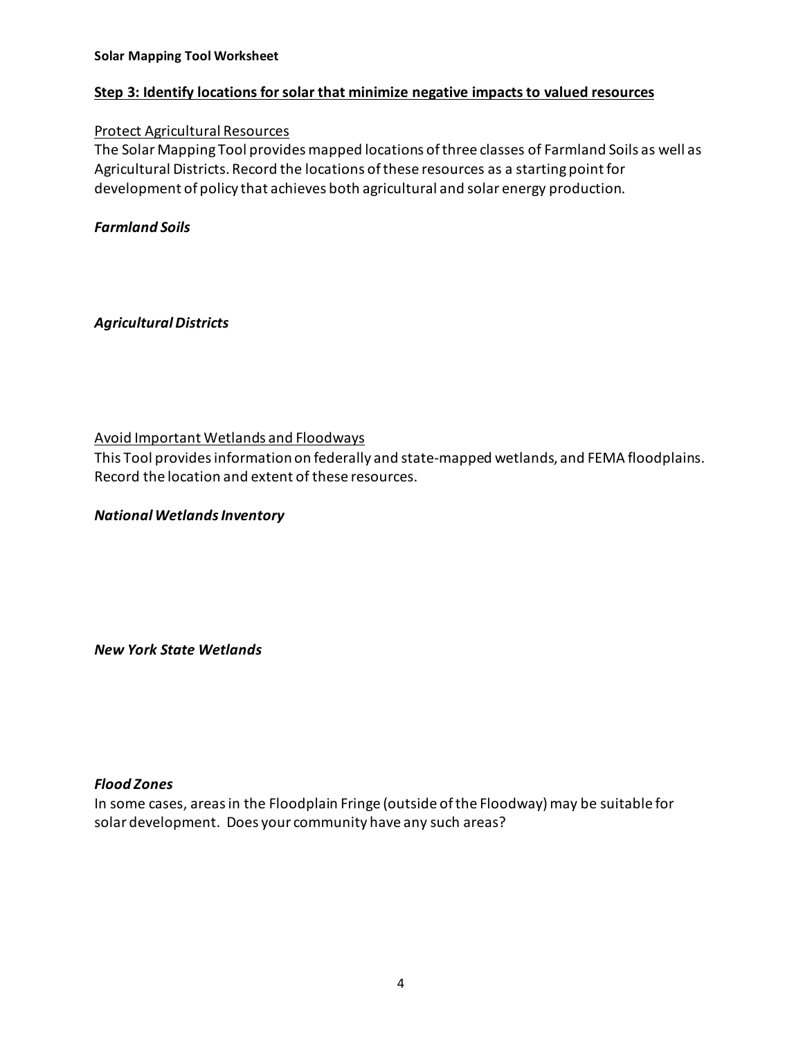**Solar Mapping Tool Worksheet**

## Step 3: Identify locations for solar that minimize negative impacts to valued resources

### Protect Agricultural Resources

The Solar Mapping Tool provides mapped locations of three classes of Farmland Soils as well as Agricultural Districts. Record the locations of these resources as a starting point for development of policy that achieves both agricultural and solar energy production.

***Farmland Soils***

***Agricultural Districts***

### Avoid Important Wetlands and Floodways

This Tool provides information on federally and state-mapped wetlands, and FEMA floodplains. Record the location and extent of these resources.

***National Wetlands Inventory***

***New York State Wetlands***

***Flood Zones***

In some cases, areas in the Floodplain Fringe (outside of the Floodway) may be suitable for solar development. Does your community have any such areas?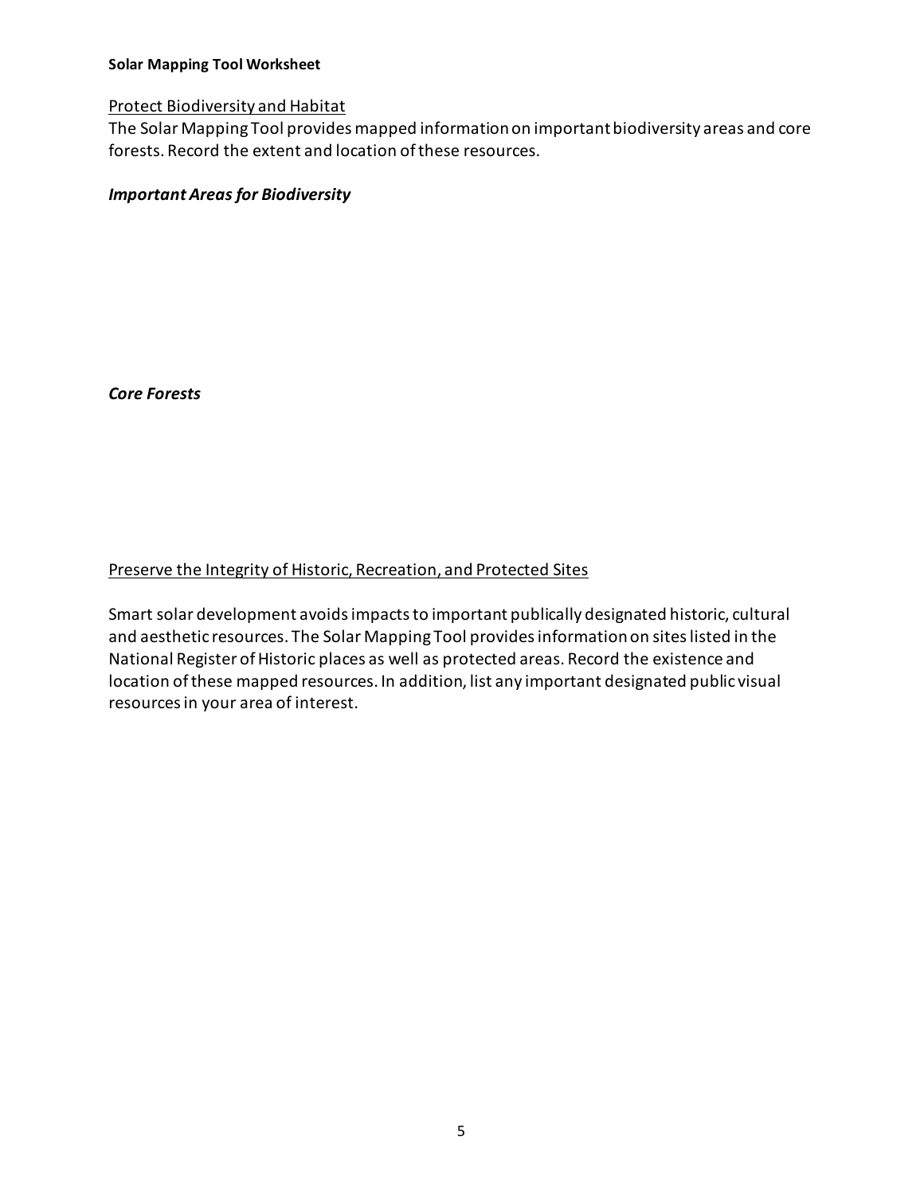**Solar Mapping Tool Worksheet**

Protect Biodiversity and Habitat

The Solar Mapping Tool provides mapped information on important biodiversity areas and core forests. Record the extent and location of these resources.

***Important Areas for Biodiversity***

***Core Forests***

Preserve the Integrity of Historic, Recreation, and Protected Sites

Smart solar development avoids impacts to important publically designated historic, cultural and aesthetic resources. The Solar Mapping Tool provides information on sites listed in the National Register of Historic places as well as protected areas. Record the existence and location of these mapped resources. In addition, list any important designated public visual resources in your area of interest.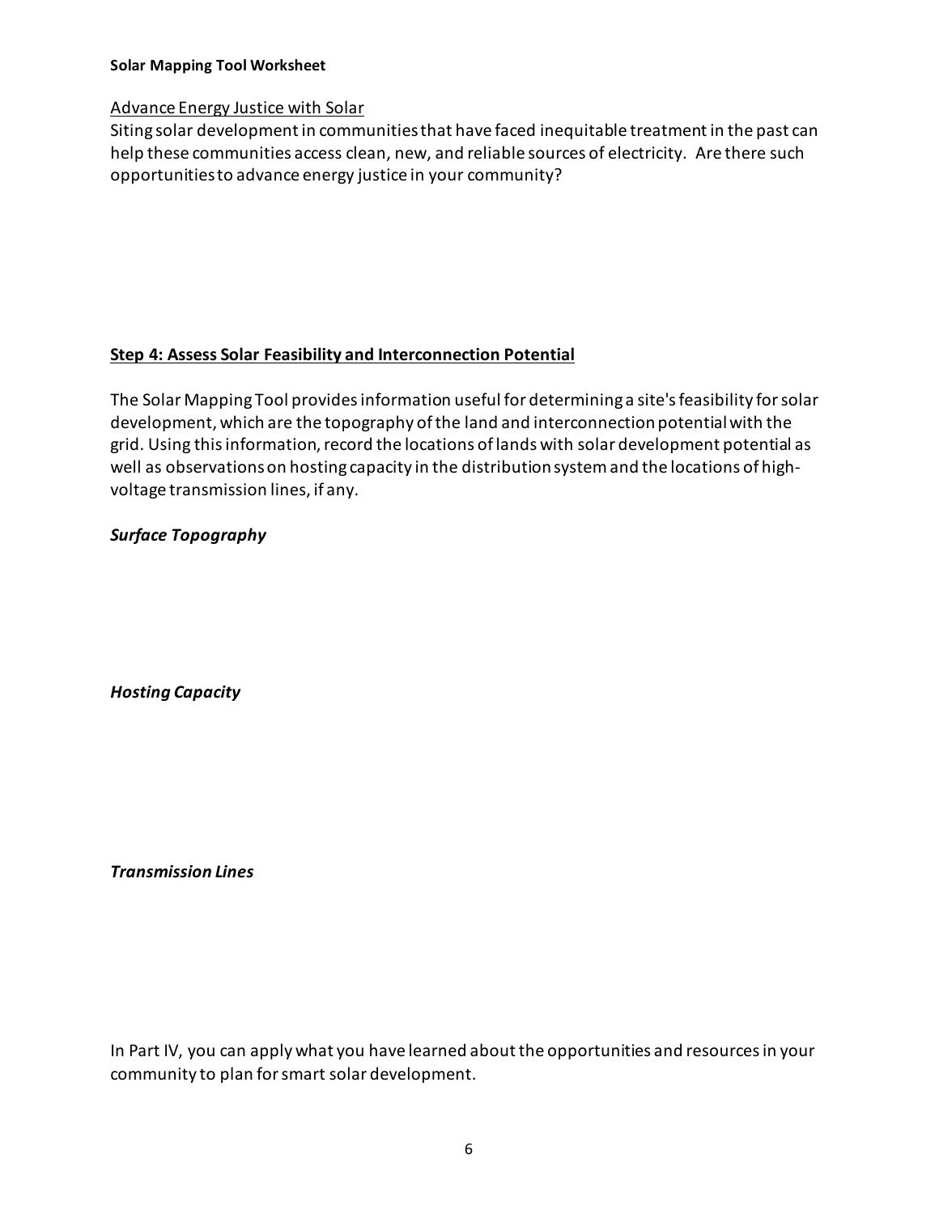Advance Energy Justice with Solar

Siting solar development in communities that have faced inequitable treatment in the past can help these communities access clean, new, and reliable sources of electricity. Are there such opportunities to advance energy justice in your community?

## Step 4: Assess Solar Feasibility and Interconnection Potential

The Solar Mapping Tool provides information useful for determining a site's feasibility for solar development, which are the topography of the land and interconnection potential with the grid. Using this information, record the locations of lands with solar development potential as well as observations on hosting capacity in the distribution system and the locations of high-voltage transmission lines, if any.

***Surface Topography***

***Hosting Capacity***

***Transmission Lines***

In Part IV, you can apply what you have learned about the opportunities and resources in your community to plan for smart solar development.